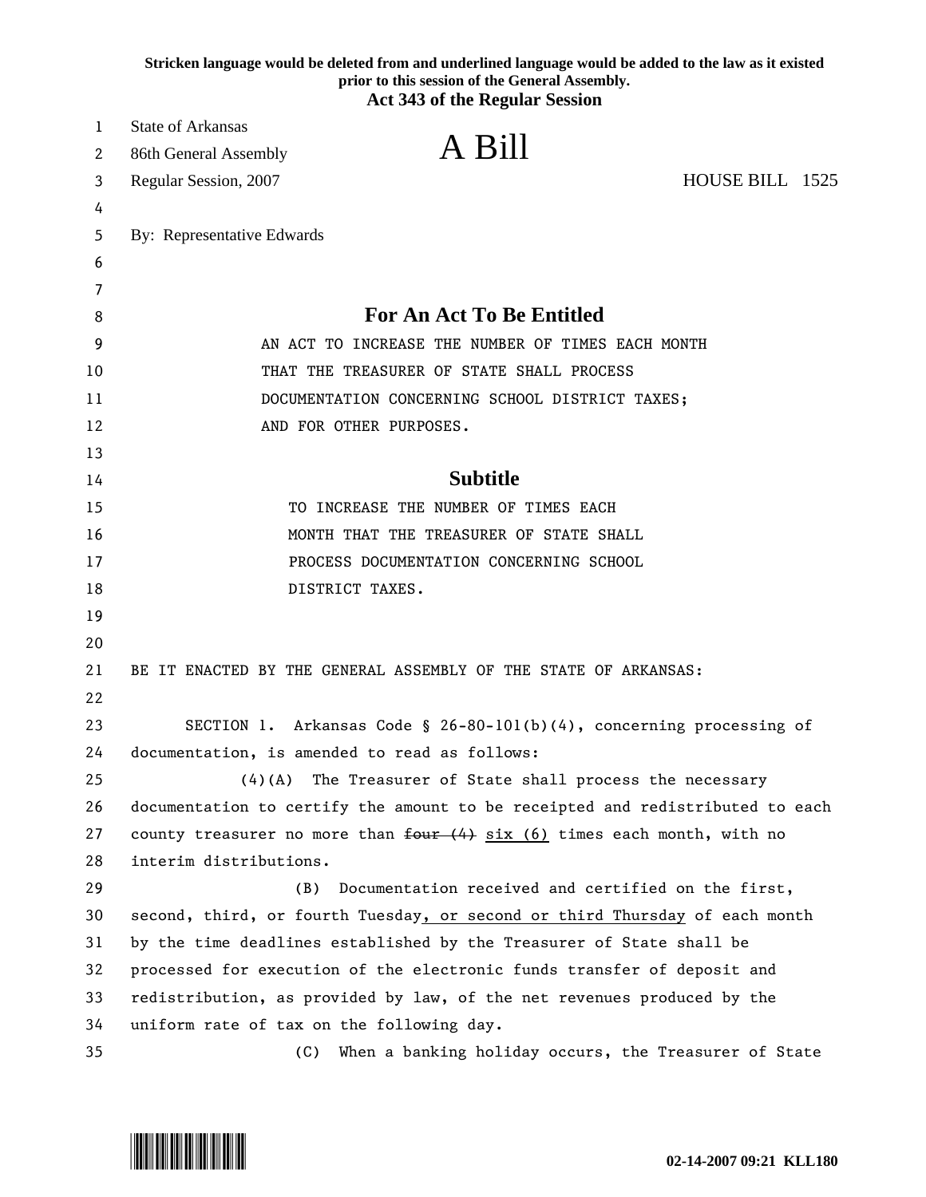Stricken language would be deleted from and underlined language would be added to the law as it existed prior to this session of the General Assembly.

**Act 343 of the Regular Session**

State of Arkansas
86th General Assembly
Regular Session, 2007

# A Bill

HOUSE BILL 1525

By: Representative Edwards

## For An Act To Be Entitled

AN ACT TO INCREASE THE NUMBER OF TIMES EACH MONTH THAT THE TREASURER OF STATE SHALL PROCESS DOCUMENTATION CONCERNING SCHOOL DISTRICT TAXES; AND FOR OTHER PURPOSES.

## Subtitle

TO INCREASE THE NUMBER OF TIMES EACH MONTH THAT THE TREASURER OF STATE SHALL PROCESS DOCUMENTATION CONCERNING SCHOOL DISTRICT TAXES.

BE IT ENACTED BY THE GENERAL ASSEMBLY OF THE STATE OF ARKANSAS:

SECTION 1. Arkansas Code § 26-80-101(b)(4), concerning processing of documentation, is amended to read as follows:

(4)(A) The Treasurer of State shall process the necessary documentation to certify the amount to be receipted and redistributed to each county treasurer no more than ~~four (4)~~ six (6) times each month, with no interim distributions.

(B) Documentation received and certified on the first, second, third, or fourth Tuesday, or second or third Thursday of each month by the time deadlines established by the Treasurer of State shall be processed for execution of the electronic funds transfer of deposit and redistribution, as provided by law, of the net revenues produced by the uniform rate of tax on the following day.

(C) When a banking holiday occurs, the Treasurer of State

02-14-2007 09:21 KLL180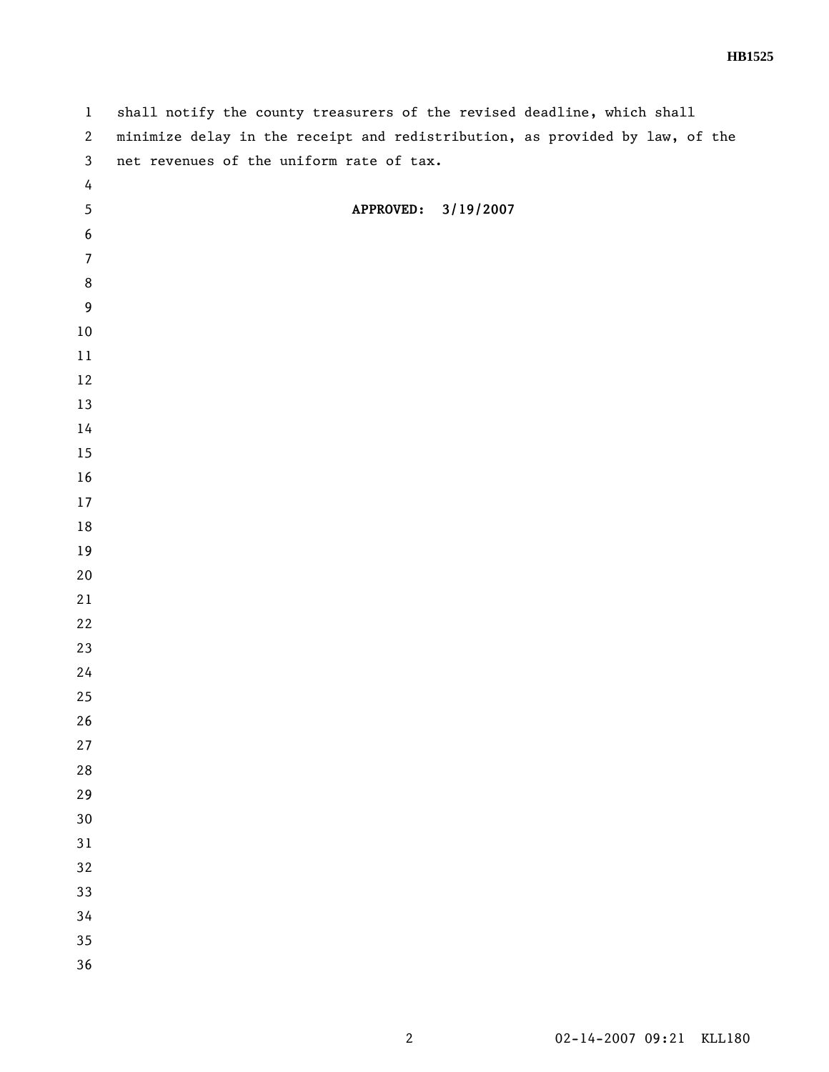shall notify the county treasurers of the revised deadline, which shall minimize delay in the receipt and redistribution, as provided by law, of the net revenues of the uniform rate of tax.

**APPROVED: 3/19/2007**